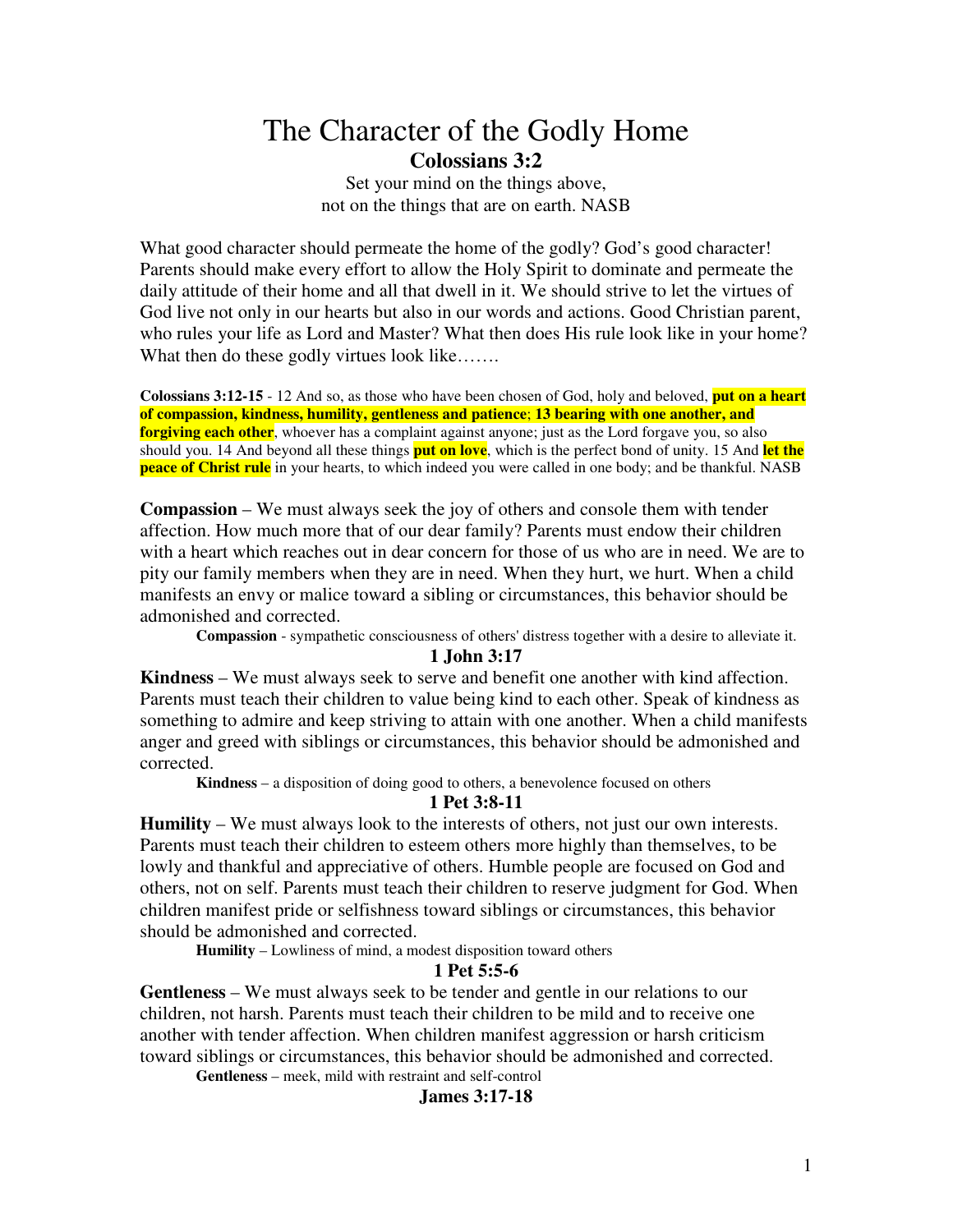# The Character of the Godly Home

**Colossians 3:2**

Set your mind on the things above,
not on the things that are on earth. NASB

What good character should permeate the home of the godly? God's good character! Parents should make every effort to allow the Holy Spirit to dominate and permeate the daily attitude of their home and all that dwell in it. We should strive to let the virtues of God live not only in our hearts but also in our words and actions. Good Christian parent, who rules your life as Lord and Master? What then does His rule look like in your home? What then do these godly virtues look like…….

**Colossians 3:12-15** - 12 And so, as those who have been chosen of God, holy and beloved, **put on a heart of compassion, kindness, humility, gentleness and patience**; **13 bearing with one another, and forgiving each other**, whoever has a complaint against anyone; just as the Lord forgave you, so also should you. 14 And beyond all these things **put on love**, which is the perfect bond of unity. 15 And **let the peace of Christ rule** in your hearts, to which indeed you were called in one body; and be thankful. NASB

**Compassion** – We must always seek the joy of others and console them with tender affection. How much more that of our dear family? Parents must endow their children with a heart which reaches out in dear concern for those of us who are in need. We are to pity our family members when they are in need. When they hurt, we hurt. When a child manifests an envy or malice toward a sibling or circumstances, this behavior should be admonished and corrected.

**Compassion** - sympathetic consciousness of others' distress together with a desire to alleviate it.

**1 John 3:17**

**Kindness** – We must always seek to serve and benefit one another with kind affection. Parents must teach their children to value being kind to each other. Speak of kindness as something to admire and keep striving to attain with one another. When a child manifests anger and greed with siblings or circumstances, this behavior should be admonished and corrected.

**Kindness** – a disposition of doing good to others, a benevolence focused on others

**1 Pet 3:8-11**

**Humility** – We must always look to the interests of others, not just our own interests. Parents must teach their children to esteem others more highly than themselves, to be lowly and thankful and appreciative of others. Humble people are focused on God and others, not on self. Parents must teach their children to reserve judgment for God. When children manifest pride or selfishness toward siblings or circumstances, this behavior should be admonished and corrected.

**Humility** – Lowliness of mind, a modest disposition toward others

**1 Pet 5:5-6**

**Gentleness** – We must always seek to be tender and gentle in our relations to our children, not harsh. Parents must teach their children to be mild and to receive one another with tender affection. When children manifest aggression or harsh criticism toward siblings or circumstances, this behavior should be admonished and corrected.

**Gentleness** – meek, mild with restraint and self-control

**James 3:17-18**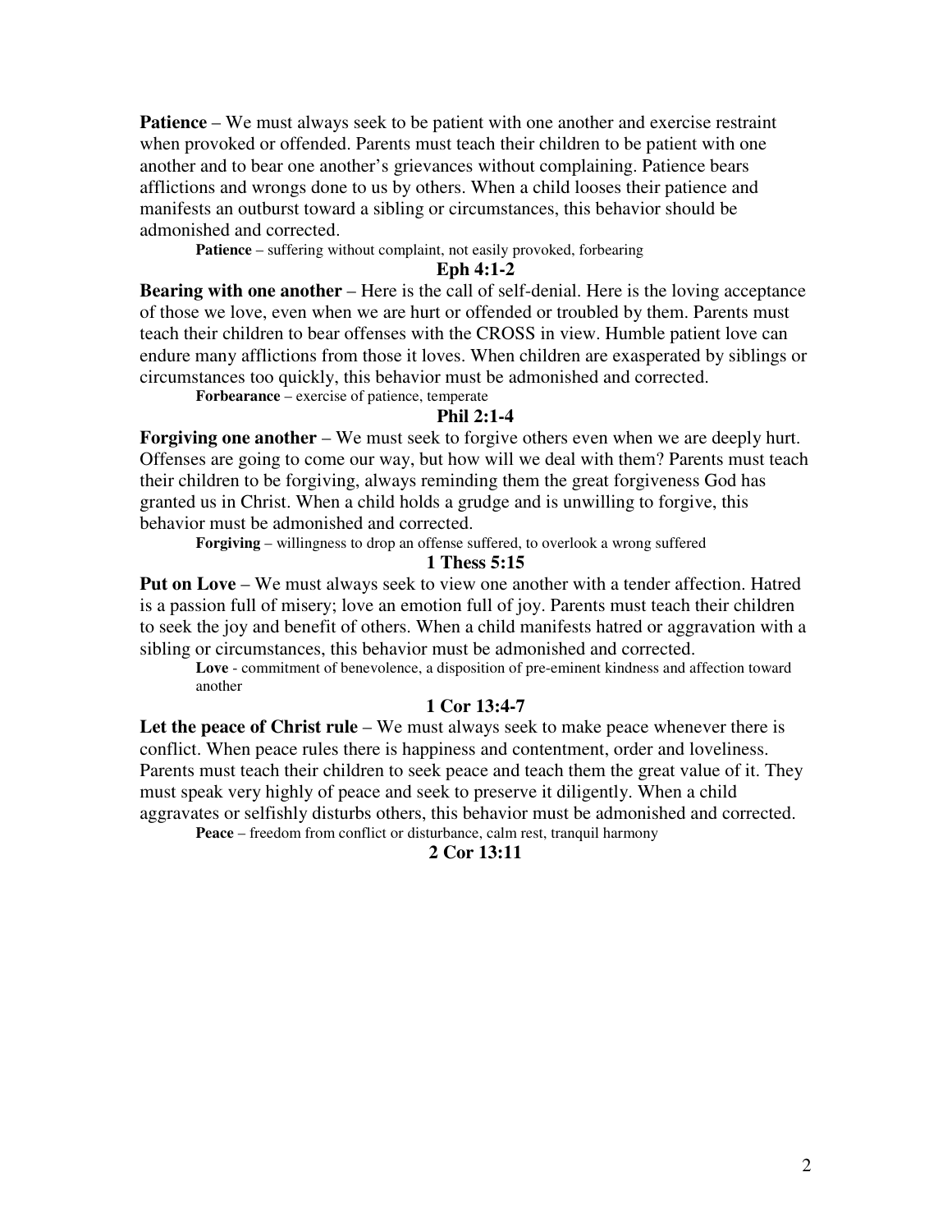**Patience** – We must always seek to be patient with one another and exercise restraint when provoked or offended. Parents must teach their children to be patient with one another and to bear one another's grievances without complaining. Patience bears afflictions and wrongs done to us by others. When a child looses their patience and manifests an outburst toward a sibling or circumstances, this behavior should be admonished and corrected.

**Patience** – suffering without complaint, not easily provoked, forbearing

**Eph 4:1-2**

**Bearing with one another** – Here is the call of self-denial. Here is the loving acceptance of those we love, even when we are hurt or offended or troubled by them. Parents must teach their children to bear offenses with the CROSS in view. Humble patient love can endure many afflictions from those it loves. When children are exasperated by siblings or circumstances too quickly, this behavior must be admonished and corrected.

**Forbearance** – exercise of patience, temperate

**Phil 2:1-4**

**Forgiving one another** – We must seek to forgive others even when we are deeply hurt. Offenses are going to come our way, but how will we deal with them? Parents must teach their children to be forgiving, always reminding them the great forgiveness God has granted us in Christ. When a child holds a grudge and is unwilling to forgive, this behavior must be admonished and corrected.

**Forgiving** – willingness to drop an offense suffered, to overlook a wrong suffered

**1 Thess 5:15**

**Put on Love** – We must always seek to view one another with a tender affection. Hatred is a passion full of misery; love an emotion full of joy. Parents must teach their children to seek the joy and benefit of others. When a child manifests hatred or aggravation with a sibling or circumstances, this behavior must be admonished and corrected.

**Love** - commitment of benevolence, a disposition of pre-eminent kindness and affection toward another

**1 Cor 13:4-7**

**Let the peace of Christ rule** – We must always seek to make peace whenever there is conflict. When peace rules there is happiness and contentment, order and loveliness. Parents must teach their children to seek peace and teach them the great value of it. They must speak very highly of peace and seek to preserve it diligently. When a child aggravates or selfishly disturbs others, this behavior must be admonished and corrected.

**Peace** – freedom from conflict or disturbance, calm rest, tranquil harmony

**2 Cor 13:11**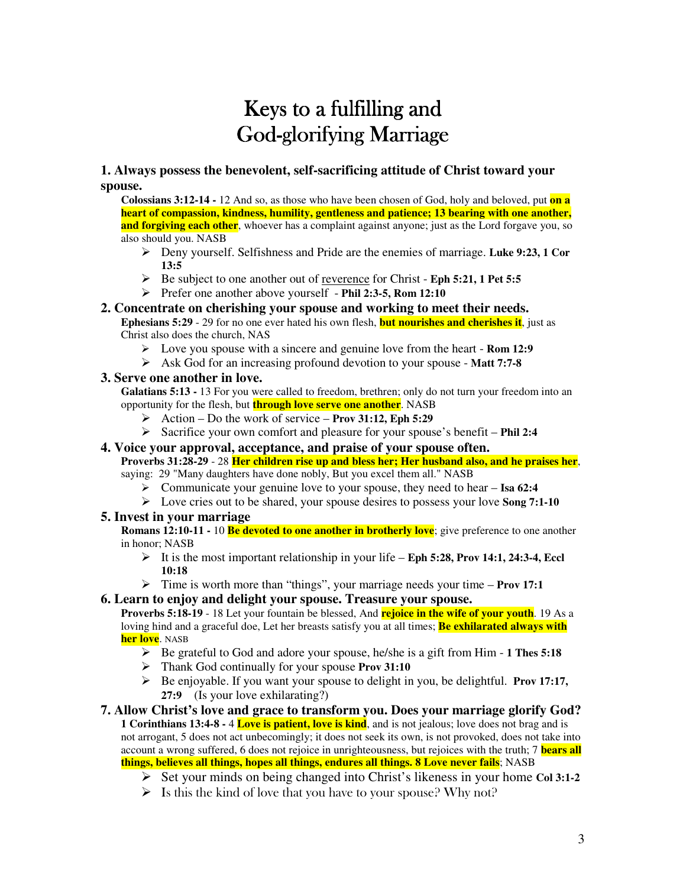# Keys to a fulfilling and God-glorifying Marriage

### 1. Always possess the benevolent, self-sacrificing attitude of Christ toward your spouse.

**Colossians 3:12-14 -** 12 And so, as those who have been chosen of God, holy and beloved, put **on a heart of compassion, kindness, humility, gentleness and patience; 13 bearing with one another, and forgiving each other**, whoever has a complaint against anyone; just as the Lord forgave you, so also should you. NASB

- Deny yourself. Selfishness and Pride are the enemies of marriage. **Luke 9:23, 1 Cor 13:5**
- Be subject to one another out of <u>reverence</u> for Christ - **Eph 5:21, 1 Pet 5:5**
- Prefer one another above yourself - **Phil 2:3-5, Rom 12:10**

### 2. Concentrate on cherishing your spouse and working to meet their needs.

**Ephesians 5:29** - 29 for no one ever hated his own flesh, **but nourishes and cherishes it**, just as Christ also does the church, NAS

- Love you spouse with a sincere and genuine love from the heart - **Rom 12:9**
- Ask God for an increasing profound devotion to your spouse - **Matt 7:7-8**

### 3. Serve one another in love.

**Galatians 5:13 -** 13 For you were called to freedom, brethren; only do not turn your freedom into an opportunity for the flesh, but **through love serve one another**. NASB

- Action – Do the work of service – **Prov 31:12, Eph 5:29**
- Sacrifice your own comfort and pleasure for your spouse's benefit – **Phil 2:4**

### 4. Voice your approval, acceptance, and praise of your spouse often.

**Proverbs 31:28-29** - 28 **Her children rise up and bless her; Her husband also, and he praises her**, saying: 29 "Many daughters have done nobly, But you excel them all." NASB

- Communicate your genuine love to your spouse, they need to hear – **Isa 62:4**
- Love cries out to be shared, your spouse desires to possess your love **Song 7:1-10**

### 5. Invest in your marriage

**Romans 12:10-11 -** 10 **Be devoted to one another in brotherly love**; give preference to one another in honor; NASB

- It is the most important relationship in your life – **Eph 5:28, Prov 14:1, 24:3-4, Eccl 10:18**
- Time is worth more than "things", your marriage needs your time – **Prov 17:1**

### 6. Learn to enjoy and delight your spouse. Treasure your spouse.

**Proverbs 5:18-19** - 18 Let your fountain be blessed, And **rejoice in the wife of your youth**. 19 As a loving hind and a graceful doe, Let her breasts satisfy you at all times; **Be exhilarated always with her love**. NASB

- Be grateful to God and adore your spouse, he/she is a gift from Him - **1 Thes 5:18**
- Thank God continually for your spouse **Prov 31:10**
- Be enjoyable. If you want your spouse to delight in you, be delightful. **Prov 17:17, 27:9** (Is your love exhilarating?)

### 7. Allow Christ's love and grace to transform you. Does your marriage glorify God?

**1 Corinthians 13:4-8 -** 4 **Love is patient, love is kind**, and is not jealous; love does not brag and is not arrogant, 5 does not act unbecomingly; it does not seek its own, is not provoked, does not take into account a wrong suffered, 6 does not rejoice in unrighteousness, but rejoices with the truth; 7 **bears all things, believes all things, hopes all things, endures all things. 8 Love never fails**; NASB

- Set your minds on being changed into Christ's likeness in your home **Col 3:1-2**
- Is this the kind of love that you have to your spouse? Why not?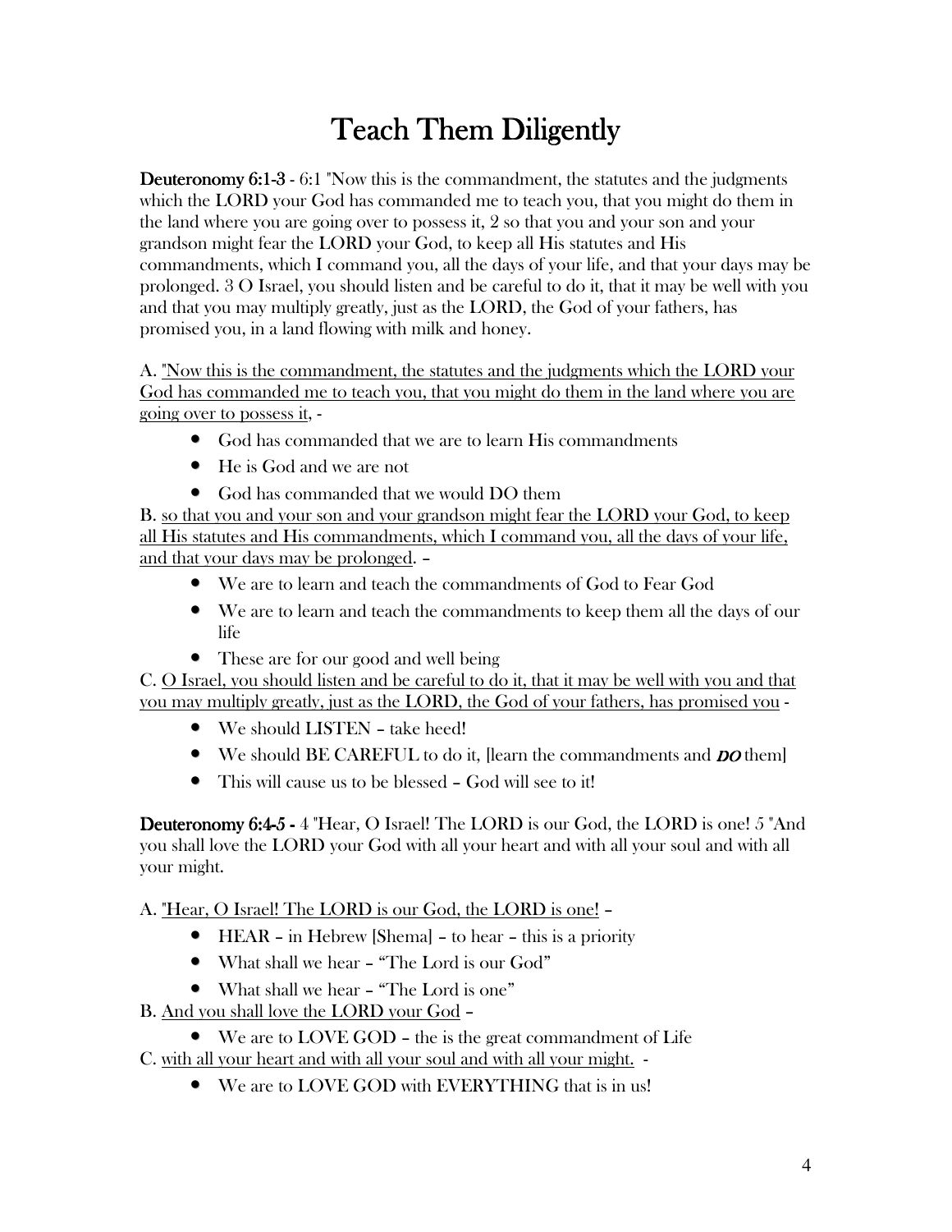# Teach Them Diligently

**Deuteronomy 6:1-3** - 6:1 "Now this is the commandment, the statutes and the judgments which the LORD your God has commanded me to teach you, that you might do them in the land where you are going over to possess it, 2 so that you and your son and your grandson might fear the LORD your God, to keep all His statutes and His commandments, which I command you, all the days of your life, and that your days may be prolonged. 3 O Israel, you should listen and be careful to do it, that it may be well with you and that you may multiply greatly, just as the LORD, the God of your fathers, has promised you, in a land flowing with milk and honey.

A. <u>"Now this is the commandment, the statutes and the judgments which the LORD your God has commanded me to teach you, that you might do them in the land where you are going over to possess it</u>, -

- God has commanded that we are to learn His commandments
- He is God and we are not
- God has commanded that we would DO them

B. <u>so that you and your son and your grandson might fear the LORD your God, to keep all His statutes and His commandments, which I command you, all the days of your life, and that your days may be prolonged</u>. –

- We are to learn and teach the commandments of God to Fear God
- We are to learn and teach the commandments to keep them all the days of our life
- These are for our good and well being

C. <u>O Israel, you should listen and be careful to do it, that it may be well with you and that you may multiply greatly, just as the LORD, the God of your fathers, has promised you</u> -

- We should LISTEN – take heed!
- We should BE CAREFUL to do it, [learn the commandments and ***DO*** them]
- This will cause us to be blessed – God will see to it!

**Deuteronomy 6:4-5 -** 4 "Hear, O Israel! The LORD is our God, the LORD is one! 5 "And you shall love the LORD your God with all your heart and with all your soul and with all your might.

A. <u>"Hear, O Israel! The LORD is our God, the LORD is one!</u> –

- HEAR – in Hebrew [Shema] – to hear – this is a priority
- What shall we hear – "The Lord is our God"
- What shall we hear – "The Lord is one"

B. <u>And you shall love the LORD your God</u> –

- We are to LOVE GOD – the is the great commandment of Life

C. <u>with all your heart and with all your soul and with all your might.</u> -

- We are to LOVE GOD with EVERYTHING that is in us!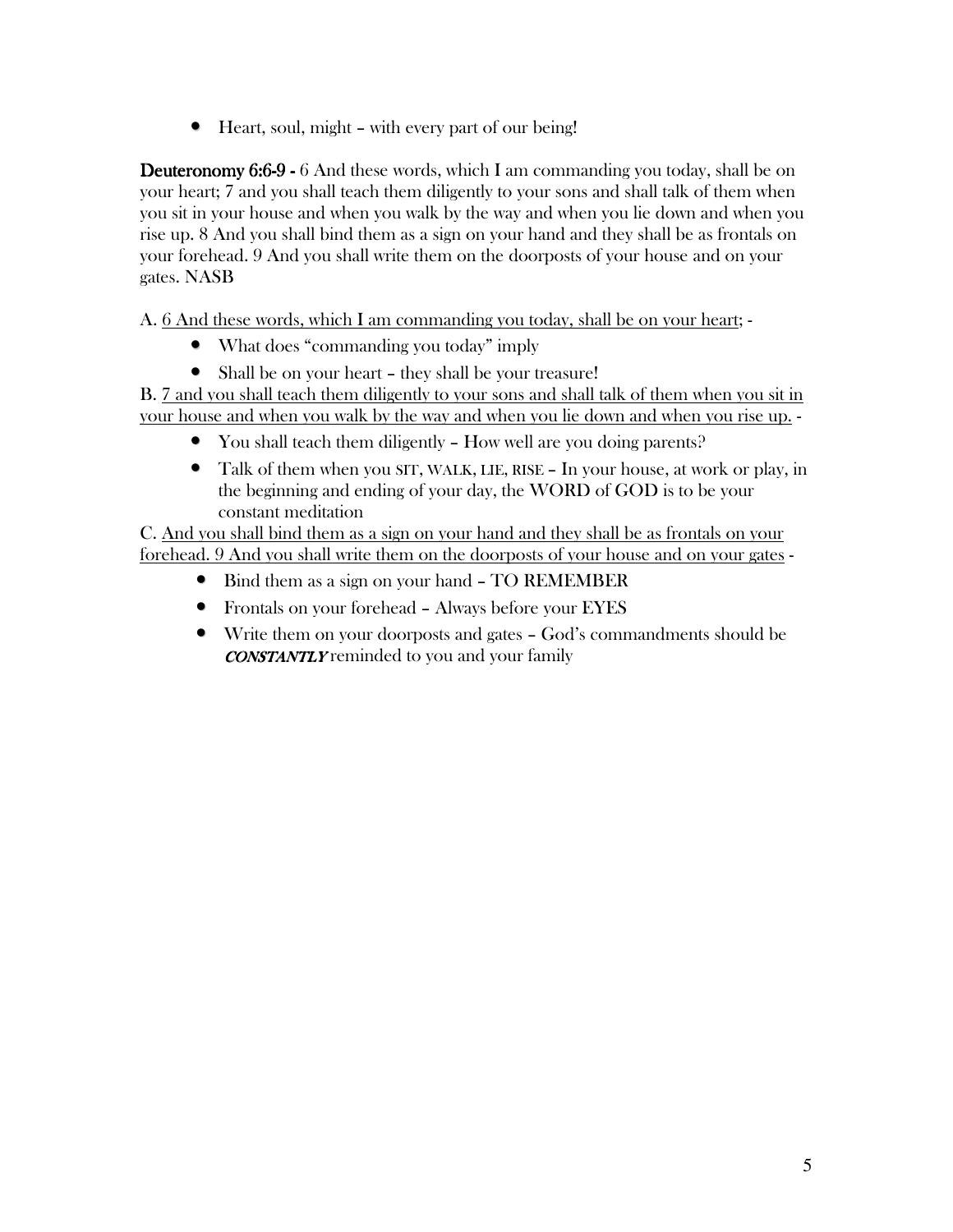- Heart, soul, might – with every part of our being!

**Deuteronomy 6:6-9 -** 6 And these words, which I am commanding you today, shall be on your heart; 7 and you shall teach them diligently to your sons and shall talk of them when you sit in your house and when you walk by the way and when you lie down and when you rise up. 8 And you shall bind them as a sign on your hand and they shall be as frontals on your forehead. 9 And you shall write them on the doorposts of your house and on your gates. NASB

A. <u>6 And these words, which I am commanding you today, shall be on your heart</u>; -

- What does "commanding you today" imply
- Shall be on your heart – they shall be your treasure!

B. <u>7 and you shall teach them diligently to your sons and shall talk of them when you sit in your house and when you walk by the way and when you lie down and when you rise up.</u> -

- You shall teach them diligently – How well are you doing parents?
- Talk of them when you SIT, WALK, LIE, RISE – In your house, at work or play, in the beginning and ending of your day, the WORD of GOD is to be your constant meditation

C. <u>And you shall bind them as a sign on your hand and they shall be as frontals on your forehead. 9 And you shall write them on the doorposts of your house and on your gates</u> -

- Bind them as a sign on your hand – TO REMEMBER
- Frontals on your forehead – Always before your EYES
- Write them on your doorposts and gates – God's commandments should be ***CONSTANTLY*** reminded to you and your family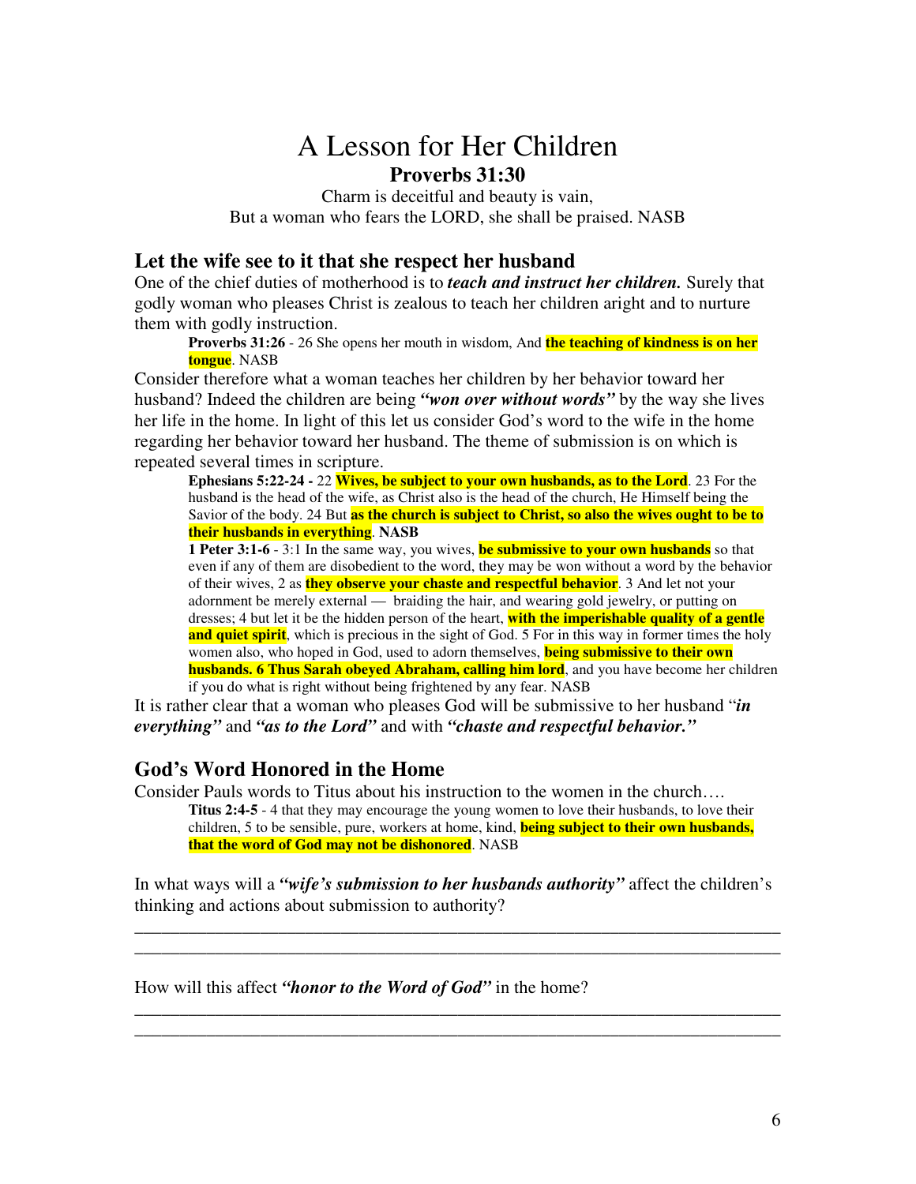# A Lesson for Her Children

**Proverbs 31:30**

Charm is deceitful and beauty is vain,
But a woman who fears the LORD, she shall be praised. NASB

## Let the wife see to it that she respect her husband

One of the chief duties of motherhood is to ***teach and instruct her children.*** Surely that godly woman who pleases Christ is zealous to teach her children aright and to nurture them with godly instruction.

> **Proverbs 31:26** - 26 She opens her mouth in wisdom, And **the teaching of kindness is on her tongue**. NASB

Consider therefore what a woman teaches her children by her behavior toward her husband? Indeed the children are being ***"won over without words"*** by the way she lives her life in the home. In light of this let us consider God's word to the wife in the home regarding her behavior toward her husband. The theme of submission is on which is repeated several times in scripture.

> **Ephesians 5:22-24 -** 22 **Wives, be subject to your own husbands, as to the Lord**. 23 For the husband is the head of the wife, as Christ also is the head of the church, He Himself being the Savior of the body. 24 But **as the church is subject to Christ, so also the wives ought to be to their husbands in everything**. **NASB**
>
> **1 Peter 3:1-6** - 3:1 In the same way, you wives, **be submissive to your own husbands** so that even if any of them are disobedient to the word, they may be won without a word by the behavior of their wives, 2 as **they observe your chaste and respectful behavior**. 3 And let not your adornment be merely external — braiding the hair, and wearing gold jewelry, or putting on dresses; 4 but let it be the hidden person of the heart, **with the imperishable quality of a gentle and quiet spirit**, which is precious in the sight of God. 5 For in this way in former times the holy women also, who hoped in God, used to adorn themselves, **being submissive to their own husbands. 6 Thus Sarah obeyed Abraham, calling him lord**, and you have become her children if you do what is right without being frightened by any fear. NASB

It is rather clear that a woman who pleases God will be submissive to her husband "***in everything"*** and ***"as to the Lord"*** and with ***"chaste and respectful behavior."***

## God's Word Honored in the Home

Consider Pauls words to Titus about his instruction to the women in the church….

> **Titus 2:4-5** - 4 that they may encourage the young women to love their husbands, to love their children, 5 to be sensible, pure, workers at home, kind, **being subject to their own husbands, that the word of God may not be dishonored**. NASB

In what ways will a ***"wife's submission to her husbands authority"*** affect the children's thinking and actions about submission to authority?

\_\_\_\_\_\_\_\_\_\_\_\_\_\_\_\_\_\_\_\_\_\_\_\_\_\_\_\_\_\_\_\_\_\_\_\_\_\_\_\_\_\_\_\_\_\_\_\_\_\_\_\_\_\_\_\_\_\_\_\_\_\_\_\_\_\_\_\_\_\_\_\_
\_\_\_\_\_\_\_\_\_\_\_\_\_\_\_\_\_\_\_\_\_\_\_\_\_\_\_\_\_\_\_\_\_\_\_\_\_\_\_\_\_\_\_\_\_\_\_\_\_\_\_\_\_\_\_\_\_\_\_\_\_\_\_\_\_\_\_\_\_\_\_\_

How will this affect ***"honor to the Word of God"*** in the home?

\_\_\_\_\_\_\_\_\_\_\_\_\_\_\_\_\_\_\_\_\_\_\_\_\_\_\_\_\_\_\_\_\_\_\_\_\_\_\_\_\_\_\_\_\_\_\_\_\_\_\_\_\_\_\_\_\_\_\_\_\_\_\_\_\_\_\_\_\_\_\_\_
\_\_\_\_\_\_\_\_\_\_\_\_\_\_\_\_\_\_\_\_\_\_\_\_\_\_\_\_\_\_\_\_\_\_\_\_\_\_\_\_\_\_\_\_\_\_\_\_\_\_\_\_\_\_\_\_\_\_\_\_\_\_\_\_\_\_\_\_\_\_\_\_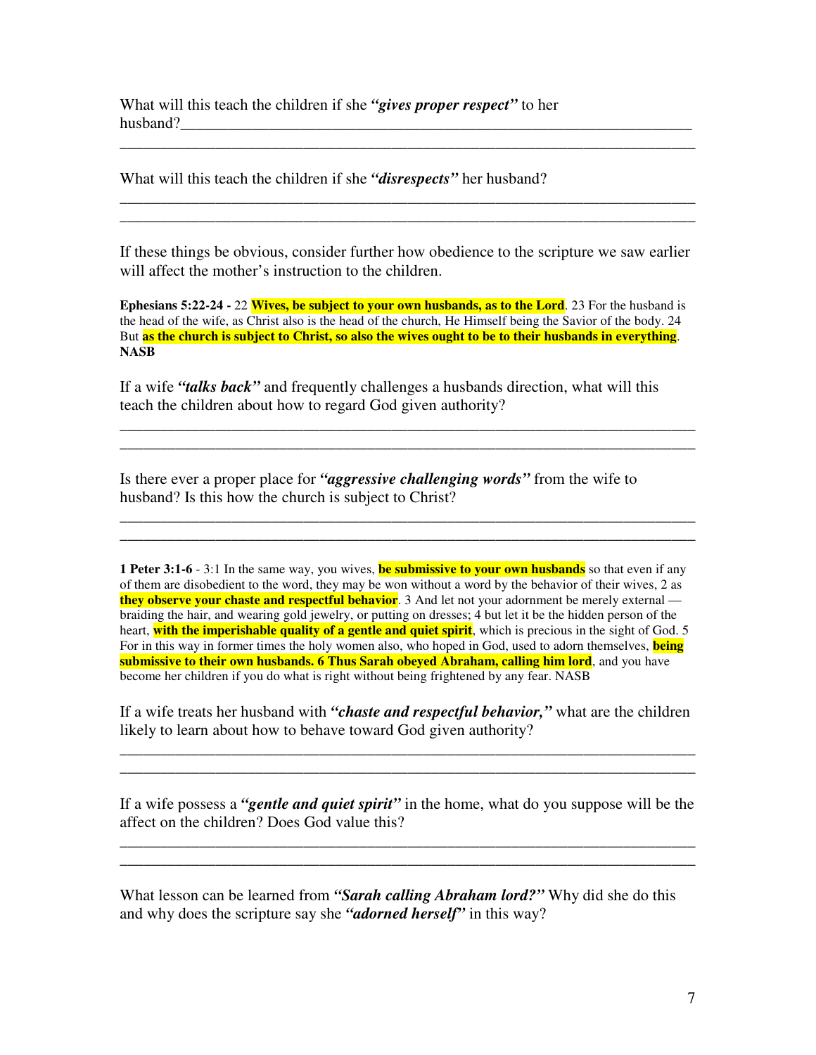What will this teach the children if she ***"gives proper respect"*** to her husband?_______________________________________________________________
_______________________________________________________________________

What will this teach the children if she ***"disrespects"*** her husband?
_______________________________________________________________________
_______________________________________________________________________

If these things be obvious, consider further how obedience to the scripture we saw earlier will affect the mother's instruction to the children.

**Ephesians 5:22-24 -** 22 **Wives, be subject to your own husbands, as to the Lord**. 23 For the husband is the head of the wife, as Christ also is the head of the church, He Himself being the Savior of the body. 24 But **as the church is subject to Christ, so also the wives ought to be to their husbands in everything**. **NASB**

If a wife ***"talks back"*** and frequently challenges a husbands direction, what will this teach the children about how to regard God given authority?
_______________________________________________________________________
_______________________________________________________________________

Is there ever a proper place for ***"aggressive challenging words"*** from the wife to husband? Is this how the church is subject to Christ?
_______________________________________________________________________
_______________________________________________________________________

**1 Peter 3:1-6** - 3:1 In the same way, you wives, **be submissive to your own husbands** so that even if any of them are disobedient to the word, they may be won without a word by the behavior of their wives, 2 as **they observe your chaste and respectful behavior**. 3 And let not your adornment be merely external — braiding the hair, and wearing gold jewelry, or putting on dresses; 4 but let it be the hidden person of the heart, **with the imperishable quality of a gentle and quiet spirit**, which is precious in the sight of God. 5 For in this way in former times the holy women also, who hoped in God, used to adorn themselves, **being submissive to their own husbands. 6 Thus Sarah obeyed Abraham, calling him lord**, and you have become her children if you do what is right without being frightened by any fear. NASB

If a wife treats her husband with ***"chaste and respectful behavior,"*** what are the children likely to learn about how to behave toward God given authority?
_______________________________________________________________________
_______________________________________________________________________

If a wife possess a ***"gentle and quiet spirit"*** in the home, what do you suppose will be the affect on the children? Does God value this?
_______________________________________________________________________
_______________________________________________________________________

What lesson can be learned from ***"Sarah calling Abraham lord?"*** Why did she do this and why does the scripture say she ***"adorned herself"*** in this way?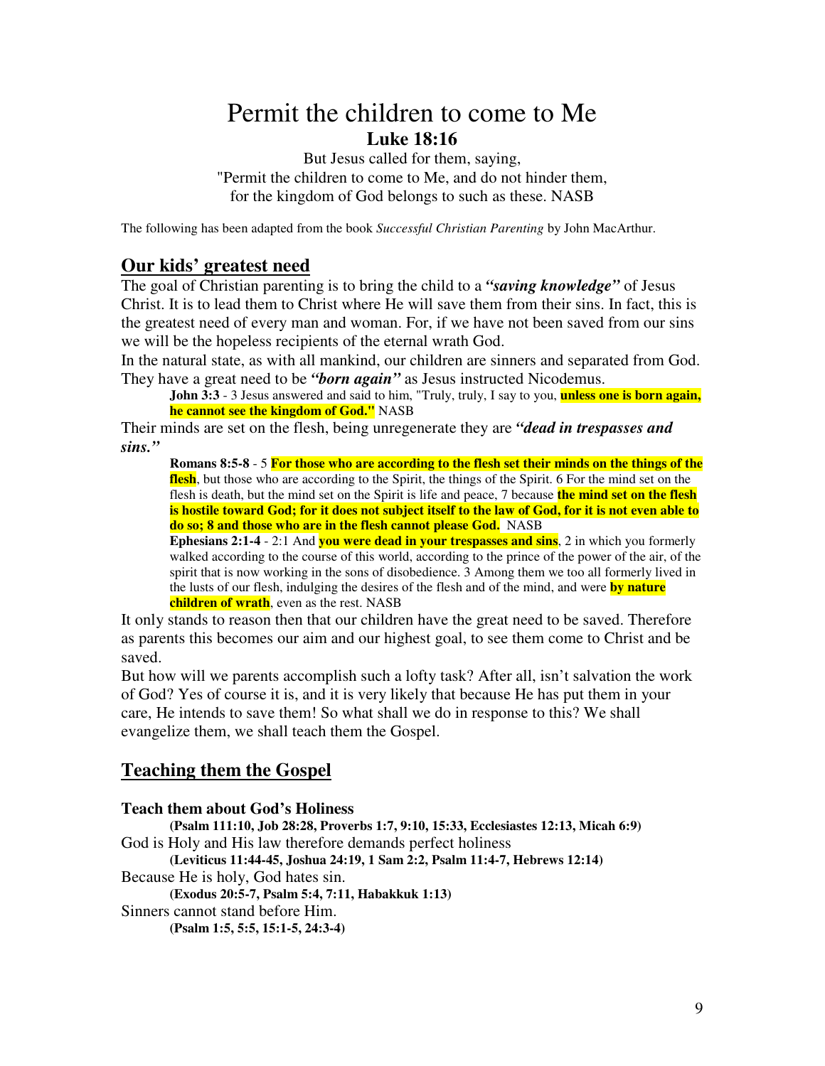# Permit the children to come to Me

## Luke 18:16

But Jesus called for them, saying,
"Permit the children to come to Me, and do not hinder them,
for the kingdom of God belongs to such as these. NASB

The following has been adapted from the book *Successful Christian Parenting* by John MacArthur.

## Our kids' greatest need

The goal of Christian parenting is to bring the child to a ***"saving knowledge"*** of Jesus Christ. It is to lead them to Christ where He will save them from their sins. In fact, this is the greatest need of every man and woman. For, if we have not been saved from our sins we will be the hopeless recipients of the eternal wrath God.

In the natural state, as with all mankind, our children are sinners and separated from God. They have a great need to be ***"born again"*** as Jesus instructed Nicodemus.

> **John 3:3** - 3 Jesus answered and said to him, "Truly, truly, I say to you, **unless one is born again, he cannot see the kingdom of God."** NASB

Their minds are set on the flesh, being unregenerate they are ***"dead in trespasses and sins."***

> **Romans 8:5-8** - 5 **For those who are according to the flesh set their minds on the things of the flesh**, but those who are according to the Spirit, the things of the Spirit. 6 For the mind set on the flesh is death, but the mind set on the Spirit is life and peace, 7 because **the mind set on the flesh is hostile toward God; for it does not subject itself to the law of God, for it is not even able to do so; 8 and those who are in the flesh cannot please God.** NASB
>
> **Ephesians 2:1-4** - 2:1 And **you were dead in your trespasses and sins**, 2 in which you formerly walked according to the course of this world, according to the prince of the power of the air, of the spirit that is now working in the sons of disobedience. 3 Among them we too all formerly lived in the lusts of our flesh, indulging the desires of the flesh and of the mind, and were **by nature children of wrath**, even as the rest. NASB

It only stands to reason then that our children have the great need to be saved. Therefore as parents this becomes our aim and our highest goal, to see them come to Christ and be saved.

But how will we parents accomplish such a lofty task? After all, isn't salvation the work of God? Yes of course it is, and it is very likely that because He has put them in your care, He intends to save them! So what shall we do in response to this? We shall evangelize them, we shall teach them the Gospel.

## Teaching them the Gospel

**Teach them about God's Holiness**

> **(Psalm 111:10, Job 28:28, Proverbs 1:7, 9:10, 15:33, Ecclesiastes 12:13, Micah 6:9)**

God is Holy and His law therefore demands perfect holiness

> **(Leviticus 11:44-45, Joshua 24:19, 1 Sam 2:2, Psalm 11:4-7, Hebrews 12:14)**

Because He is holy, God hates sin.

> **(Exodus 20:5-7, Psalm 5:4, 7:11, Habakkuk 1:13)**

Sinners cannot stand before Him.

> **(Psalm 1:5, 5:5, 15:1-5, 24:3-4)**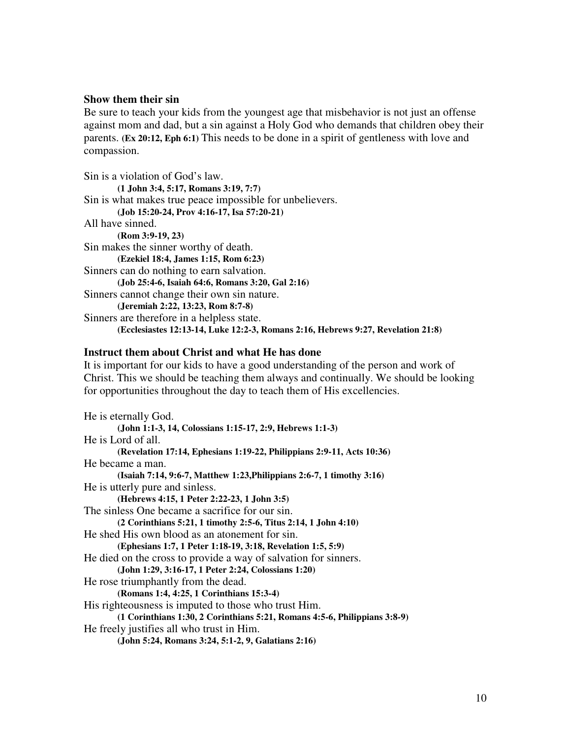### Show them their sin

Be sure to teach your kids from the youngest age that misbehavior is not just an offense against mom and dad, but a sin against a Holy God who demands that children obey their parents. **(Ex 20:12, Eph 6:1)** This needs to be done in a spirit of gentleness with love and compassion.

Sin is a violation of God's law.
   **(1 John 3:4, 5:17, Romans 3:19, 7:7)**
Sin is what makes true peace impossible for unbelievers.
   **(Job 15:20-24, Prov 4:16-17, Isa 57:20-21)**
All have sinned.
   **(Rom 3:9-19, 23)**
Sin makes the sinner worthy of death.
   **(Ezekiel 18:4, James 1:15, Rom 6:23)**
Sinners can do nothing to earn salvation.
   **(Job 25:4-6, Isaiah 64:6, Romans 3:20, Gal 2:16)**
Sinners cannot change their own sin nature.
   **(Jeremiah 2:22, 13:23, Rom 8:7-8)**
Sinners are therefore in a helpless state.
   **(Ecclesiastes 12:13-14, Luke 12:2-3, Romans 2:16, Hebrews 9:27, Revelation 21:8)**

### Instruct them about Christ and what He has done

It is important for our kids to have a good understanding of the person and work of Christ. This we should be teaching them always and continually. We should be looking for opportunities throughout the day to teach them of His excellencies.

He is eternally God.
   **(John 1:1-3, 14, Colossians 1:15-17, 2:9, Hebrews 1:1-3)**
He is Lord of all.
   **(Revelation 17:14, Ephesians 1:19-22, Philippians 2:9-11, Acts 10:36)**
He became a man.
   **(Isaiah 7:14, 9:6-7, Matthew 1:23,Philippians 2:6-7, 1 timothy 3:16)**
He is utterly pure and sinless.
   **(Hebrews 4:15, 1 Peter 2:22-23, 1 John 3:5)**
The sinless One became a sacrifice for our sin.
   **(2 Corinthians 5:21, 1 timothy 2:5-6, Titus 2:14, 1 John 4:10)**
He shed His own blood as an atonement for sin.
   **(Ephesians 1:7, 1 Peter 1:18-19, 3:18, Revelation 1:5, 5:9)**
He died on the cross to provide a way of salvation for sinners.
   **(John 1:29, 3:16-17, 1 Peter 2:24, Colossians 1:20)**
He rose triumphantly from the dead.
   **(Romans 1:4, 4:25, 1 Corinthians 15:3-4)**
His righteousness is imputed to those who trust Him.
   **(1 Corinthians 1:30, 2 Corinthians 5:21, Romans 4:5-6, Philippians 3:8-9)**
He freely justifies all who trust in Him.
   **(John 5:24, Romans 3:24, 5:1-2, 9, Galatians 2:16)**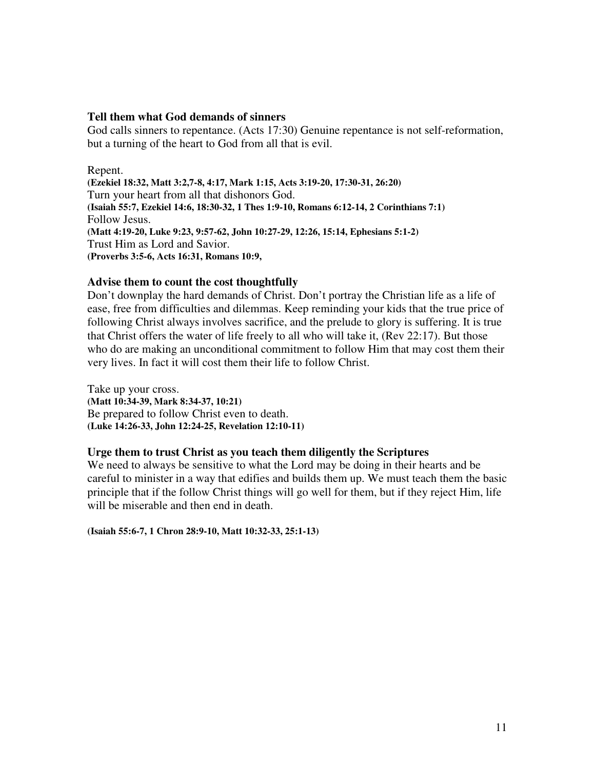### Tell them what God demands of sinners

God calls sinners to repentance. (Acts 17:30) Genuine repentance is not self-reformation, but a turning of the heart to God from all that is evil.

Repent.
**(Ezekiel 18:32, Matt 3:2,7-8, 4:17, Mark 1:15, Acts 3:19-20, 17:30-31, 26:20)**
Turn your heart from all that dishonors God.
**(Isaiah 55:7, Ezekiel 14:6, 18:30-32, 1 Thes 1:9-10, Romans 6:12-14, 2 Corinthians 7:1)**
Follow Jesus.
**(Matt 4:19-20, Luke 9:23, 9:57-62, John 10:27-29, 12:26, 15:14, Ephesians 5:1-2)**
Trust Him as Lord and Savior.
**(Proverbs 3:5-6, Acts 16:31, Romans 10:9,**

### Advise them to count the cost thoughtfully

Don't downplay the hard demands of Christ. Don't portray the Christian life as a life of ease, free from difficulties and dilemmas. Keep reminding your kids that the true price of following Christ always involves sacrifice, and the prelude to glory is suffering. It is true that Christ offers the water of life freely to all who will take it, (Rev 22:17). But those who do are making an unconditional commitment to follow Him that may cost them their very lives. In fact it will cost them their life to follow Christ.

Take up your cross.
**(Matt 10:34-39, Mark 8:34-37, 10:21)**
Be prepared to follow Christ even to death.
**(Luke 14:26-33, John 12:24-25, Revelation 12:10-11)**

### Urge them to trust Christ as you teach them diligently the Scriptures

We need to always be sensitive to what the Lord may be doing in their hearts and be careful to minister in a way that edifies and builds them up. We must teach them the basic principle that if the follow Christ things will go well for them, but if they reject Him, life will be miserable and then end in death.

**(Isaiah 55:6-7, 1 Chron 28:9-10, Matt 10:32-33, 25:1-13)**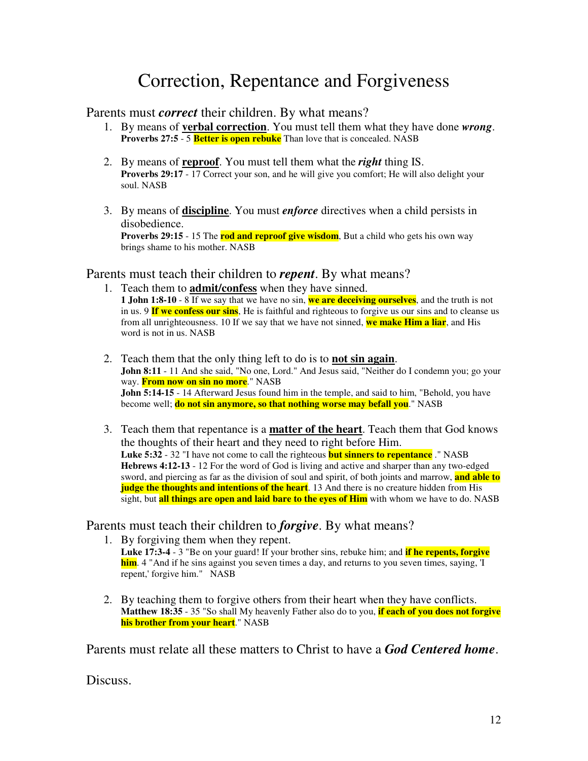# Correction, Repentance and Forgiveness

Parents must ***correct*** their children. By what means?

1. By means of **verbal correction**. You must tell them what they have done ***wrong***.
   **Proverbs 27:5** - 5 **Better is open rebuke** Than love that is concealed. NASB

2. By means of **reproof**. You must tell them what the ***right*** thing IS.
   **Proverbs 29:17** - 17 Correct your son, and he will give you comfort; He will also delight your soul. NASB

3. By means of **discipline**. You must ***enforce*** directives when a child persists in disobedience.
   **Proverbs 29:15** - 15 The **rod and reproof give wisdom**, But a child who gets his own way brings shame to his mother. NASB

Parents must teach their children to ***repent***. By what means?

1. Teach them to **admit/confess** when they have sinned.
   **1 John 1:8-10** - 8 If we say that we have no sin, **we are deceiving ourselves**, and the truth is not in us. 9 **If we confess our sins**, He is faithful and righteous to forgive us our sins and to cleanse us from all unrighteousness. 10 If we say that we have not sinned, **we make Him a liar**, and His word is not in us. NASB

2. Teach them that the only thing left to do is to **not sin again**.
   **John 8:11** - 11 And she said, "No one, Lord." And Jesus said, "Neither do I condemn you; go your way. **From now on sin no more**." NASB
   **John 5:14-15** - 14 Afterward Jesus found him in the temple, and said to him, "Behold, you have become well; **do not sin anymore, so that nothing worse may befall you**." NASB

3. Teach them that repentance is a **matter of the heart**. Teach them that God knows the thoughts of their heart and they need to right before Him.
   **Luke 5:32** - 32 "I have not come to call the righteous **but sinners to repentance** ." NASB
   **Hebrews 4:12-13** - 12 For the word of God is living and active and sharper than any two-edged sword, and piercing as far as the division of soul and spirit, of both joints and marrow, **and able to judge the thoughts and intentions of the heart**. 13 And there is no creature hidden from His sight, but **all things are open and laid bare to the eyes of Him** with whom we have to do. NASB

Parents must teach their children to ***forgive***. By what means?

1. By forgiving them when they repent.
   **Luke 17:3-4** - 3 "Be on your guard! If your brother sins, rebuke him; and **if he repents, forgive him**. 4 "And if he sins against you seven times a day, and returns to you seven times, saying, 'I repent,' forgive him." NASB

2. By teaching them to forgive others from their heart when they have conflicts.
   **Matthew 18:35** - 35 "So shall My heavenly Father also do to you, **if each of you does not forgive his brother from your heart**." NASB

Parents must relate all these matters to Christ to have a ***God Centered home***.

Discuss.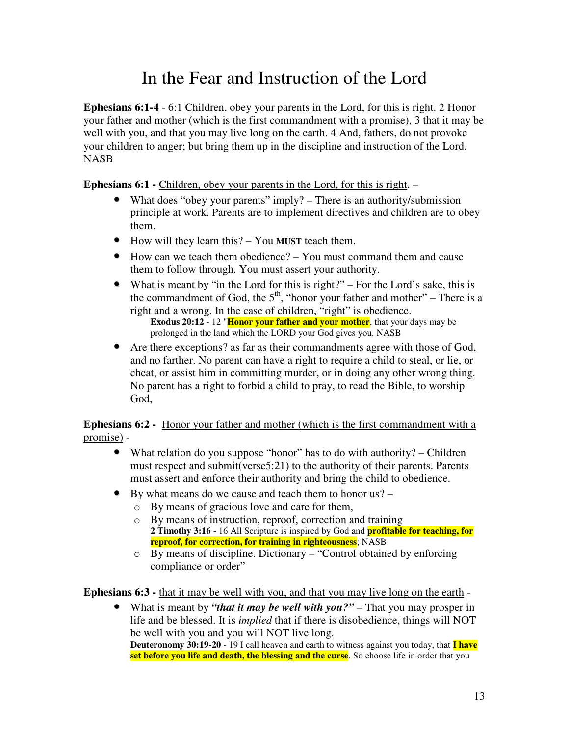# In the Fear and Instruction of the Lord

**Ephesians 6:1-4** - 6:1 Children, obey your parents in the Lord, for this is right. 2 Honor your father and mother (which is the first commandment with a promise), 3 that it may be well with you, and that you may live long on the earth. 4 And, fathers, do not provoke your children to anger; but bring them up in the discipline and instruction of the Lord. NASB

**Ephesians 6:1 -** <u>Children, obey your parents in the Lord, for this is right</u>. –

- What does "obey your parents" imply? – There is an authority/submission principle at work. Parents are to implement directives and children are to obey them.
- How will they learn this? – You **MUST** teach them.
- How can we teach them obedience? – You must command them and cause them to follow through. You must assert your authority.
- What is meant by "in the Lord for this is right?" – For the Lord's sake, this is the commandment of God, the 5th, "honor your father and mother" – There is a right and a wrong. In the case of children, "right" is obedience.
  **Exodus 20:12** - 12 "**Honor your father and your mother**, that your days may be prolonged in the land which the LORD your God gives you. NASB
- Are there exceptions? as far as their commandments agree with those of God, and no farther. No parent can have a right to require a child to steal, or lie, or cheat, or assist him in committing murder, or in doing any other wrong thing. No parent has a right to forbid a child to pray, to read the Bible, to worship God,

**Ephesians 6:2 -** <u>Honor your father and mother (which is the first commandment with a promise)</u> -

- What relation do you suppose "honor" has to do with authority? – Children must respect and submit(verse5:21) to the authority of their parents. Parents must assert and enforce their authority and bring the child to obedience.
- By what means do we cause and teach them to honor us? –
  - By means of gracious love and care for them,
  - By means of instruction, reproof, correction and training
    **2 Timothy 3:16** - 16 All Scripture is inspired by God and **profitable for teaching, for reproof, for correction, for training in righteousness**; NASB
  - By means of discipline. Dictionary – "Control obtained by enforcing compliance or order"

**Ephesians 6:3 -** <u>that it may be well with you, and that you may live long on the earth</u> -

- What is meant by ***"that it may be well with you?"*** – That you may prosper in life and be blessed. It is *implied* that if there is disobedience, things will NOT be well with you and you will NOT live long.
  **Deuteronomy 30:19-20** - 19 I call heaven and earth to witness against you today, that **I have set before you life and death, the blessing and the curse**. So choose life in order that you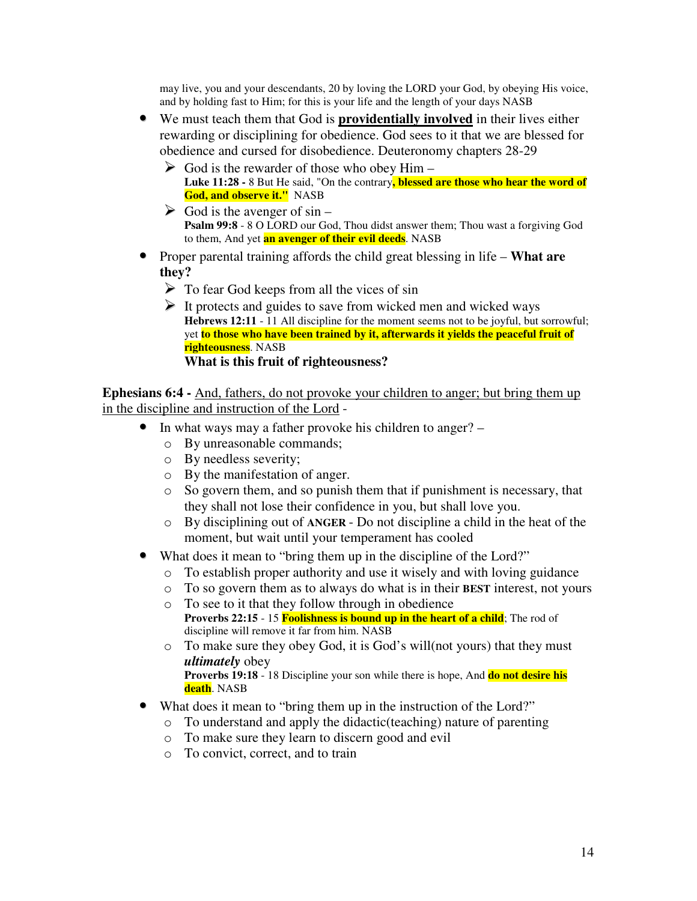may live, you and your descendants, 20 by loving the LORD your God, by obeying His voice, and by holding fast to Him; for this is your life and the length of your days NASB

- We must teach them that God is **providentially involved** in their lives either rewarding or disciplining for obedience. God sees to it that we are blessed for obedience and cursed for disobedience. Deuteronomy chapters 28-29
  - God is the rewarder of those who obey Him –
    **Luke 11:28 -** 8 But He said, "On the contrary**, blessed are those who hear the word of God, and observe it."** NASB
  - God is the avenger of sin –
    **Psalm 99:8** - 8 O LORD our God, Thou didst answer them; Thou wast a forgiving God to them, And yet **an avenger of their evil deeds**. NASB
- Proper parental training affords the child great blessing in life – **What are they?**
  - To fear God keeps from all the vices of sin
  - It protects and guides to save from wicked men and wicked ways
    **Hebrews 12:11** - 11 All discipline for the moment seems not to be joyful, but sorrowful; yet **to those who have been trained by it, afterwards it yields the peaceful fruit of righteousness**. NASB
    **What is this fruit of righteousness?**

**Ephesians 6:4 -** And, fathers, do not provoke your children to anger; but bring them up in the discipline and instruction of the Lord -

- In what ways may a father provoke his children to anger? –
  - By unreasonable commands;
  - By needless severity;
  - By the manifestation of anger.
  - So govern them, and so punish them that if punishment is necessary, that they shall not lose their confidence in you, but shall love you.
  - By disciplining out of **ANGER** - Do not discipline a child in the heat of the moment, but wait until your temperament has cooled
- What does it mean to "bring them up in the discipline of the Lord?"
  - To establish proper authority and use it wisely and with loving guidance
  - To so govern them as to always do what is in their **BEST** interest, not yours
  - To see to it that they follow through in obedience
    **Proverbs 22:15** - 15 **Foolishness is bound up in the heart of a child**; The rod of discipline will remove it far from him. NASB
  - To make sure they obey God, it is God's will(not yours) that they must ***ultimately*** obey
    **Proverbs 19:18** - 18 Discipline your son while there is hope, And **do not desire his death**. NASB
- What does it mean to "bring them up in the instruction of the Lord?"
  - To understand and apply the didactic(teaching) nature of parenting
  - To make sure they learn to discern good and evil
  - To convict, correct, and to train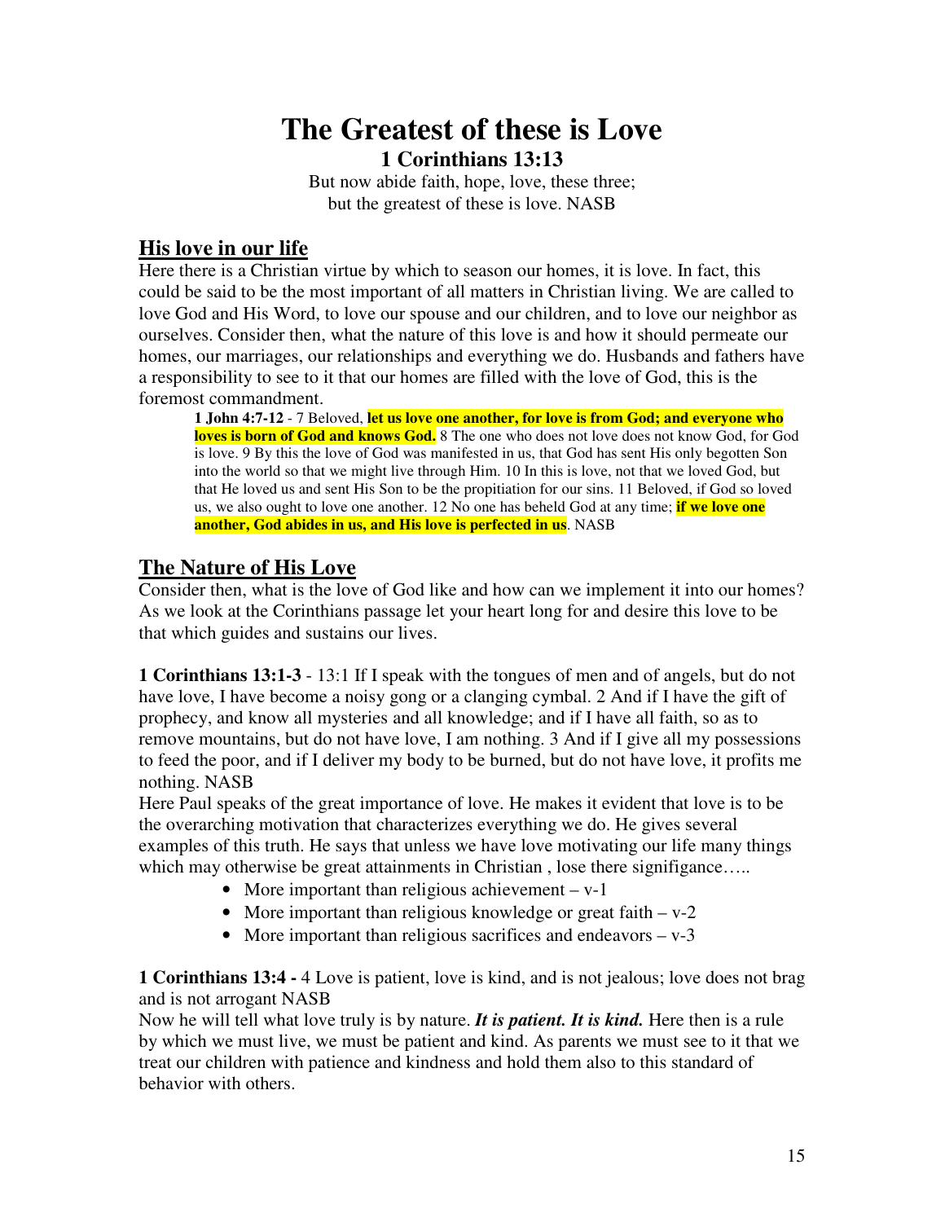# The Greatest of these is Love

## 1 Corinthians 13:13

But now abide faith, hope, love, these three;
but the greatest of these is love. NASB

## His love in our life

Here there is a Christian virtue by which to season our homes, it is love. In fact, this could be said to be the most important of all matters in Christian living. We are called to love God and His Word, to love our spouse and our children, and to love our neighbor as ourselves. Consider then, what the nature of this love is and how it should permeate our homes, our marriages, our relationships and everything we do. Husbands and fathers have a responsibility to see to it that our homes are filled with the love of God, this is the foremost commandment.

> **1 John 4:7-12** - 7 Beloved, **let us love one another, for love is from God; and everyone who loves is born of God and knows God.** 8 The one who does not love does not know God, for God is love. 9 By this the love of God was manifested in us, that God has sent His only begotten Son into the world so that we might live through Him. 10 In this is love, not that we loved God, but that He loved us and sent His Son to be the propitiation for our sins. 11 Beloved, if God so loved us, we also ought to love one another. 12 No one has beheld God at any time; **if we love one another, God abides in us, and His love is perfected in us**. NASB

## The Nature of His Love

Consider then, what is the love of God like and how can we implement it into our homes? As we look at the Corinthians passage let your heart long for and desire this love to be that which guides and sustains our lives.

**1 Corinthians 13:1-3** - 13:1 If I speak with the tongues of men and of angels, but do not have love, I have become a noisy gong or a clanging cymbal. 2 And if I have the gift of prophecy, and know all mysteries and all knowledge; and if I have all faith, so as to remove mountains, but do not have love, I am nothing. 3 And if I give all my possessions to feed the poor, and if I deliver my body to be burned, but do not have love, it profits me nothing. NASB

Here Paul speaks of the great importance of love. He makes it evident that love is to be the overarching motivation that characterizes everything we do. He gives several examples of this truth. He says that unless we have love motivating our life many things which may otherwise be great attainments in Christian , lose there signifigance…..

- More important than religious achievement – v-1
- More important than religious knowledge or great faith – v-2
- More important than religious sacrifices and endeavors – v-3

**1 Corinthians 13:4 -** 4 Love is patient, love is kind, and is not jealous; love does not brag and is not arrogant NASB

Now he will tell what love truly is by nature. ***It is patient. It is kind.*** Here then is a rule by which we must live, we must be patient and kind. As parents we must see to it that we treat our children with patience and kindness and hold them also to this standard of behavior with others.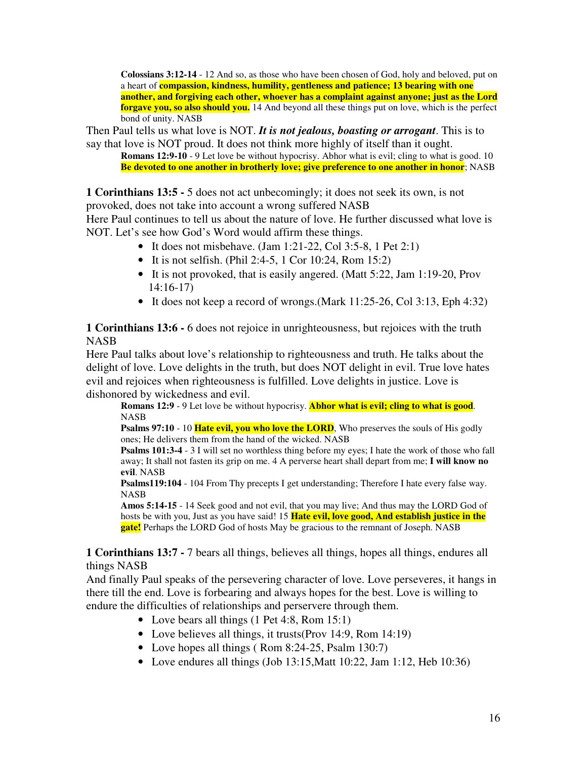> **Colossians 3:12-14** - 12 And so, as those who have been chosen of God, holy and beloved, put on a heart of **compassion, kindness, humility, gentleness and patience; 13 bearing with one another, and forgiving each other, whoever has a complaint against anyone; just as the Lord forgave you, so also should you.** 14 And beyond all these things put on love, which is the perfect bond of unity. NASB

Then Paul tells us what love is NOT. ***It is not jealous, boasting or arrogant***. This is to say that love is NOT proud. It does not think more highly of itself than it ought.

> **Romans 12:9-10** - 9 Let love be without hypocrisy. Abhor what is evil; cling to what is good. 10 **Be devoted to one another in brotherly love; give preference to one another in honor**; NASB

**1 Corinthians 13:5 -** 5 does not act unbecomingly; it does not seek its own, is not provoked, does not take into account a wrong suffered NASB

Here Paul continues to tell us about the nature of love. He further discussed what love is NOT. Let's see how God's Word would affirm these things.

- It does not misbehave. (Jam 1:21-22, Col 3:5-8, 1 Pet 2:1)
- It is not selfish. (Phil 2:4-5, 1 Cor 10:24, Rom 15:2)
- It is not provoked, that is easily angered. (Matt 5:22, Jam 1:19-20, Prov 14:16-17)
- It does not keep a record of wrongs.(Mark 11:25-26, Col 3:13, Eph 4:32)

**1 Corinthians 13:6 -** 6 does not rejoice in unrighteousness, but rejoices with the truth NASB

Here Paul talks about love's relationship to righteousness and truth. He talks about the delight of love. Love delights in the truth, but does NOT delight in evil. True love hates evil and rejoices when righteousness is fulfilled. Love delights in justice. Love is dishonored by wickedness and evil.

> **Romans 12:9** - 9 Let love be without hypocrisy. **Abhor what is evil; cling to what is good**. NASB
>
> **Psalms 97:10** - 10 **Hate evil, you who love the LORD**, Who preserves the souls of His godly ones; He delivers them from the hand of the wicked. NASB
>
> **Psalms 101:3-4** - 3 I will set no worthless thing before my eyes; I hate the work of those who fall away; It shall not fasten its grip on me. 4 A perverse heart shall depart from me; **I will know no evil**. NASB
>
> **Psalms119:104** - 104 From Thy precepts I get understanding; Therefore I hate every false way. NASB
>
> **Amos 5:14-15** - 14 Seek good and not evil, that you may live; And thus may the LORD God of hosts be with you, Just as you have said! 15 **Hate evil, love good, And establish justice in the gate!** Perhaps the LORD God of hosts May be gracious to the remnant of Joseph. NASB

**1 Corinthians 13:7 -** 7 bears all things, believes all things, hopes all things, endures all things NASB

And finally Paul speaks of the persevering character of love. Love perseveres, it hangs in there till the end. Love is forbearing and always hopes for the best. Love is willing to endure the difficulties of relationships and perservere through them.

- Love bears all things (1 Pet 4:8, Rom 15:1)
- Love believes all things, it trusts(Prov 14:9, Rom 14:19)
- Love hopes all things ( Rom 8:24-25, Psalm 130:7)
- Love endures all things (Job 13:15,Matt 10:22, Jam 1:12, Heb 10:36)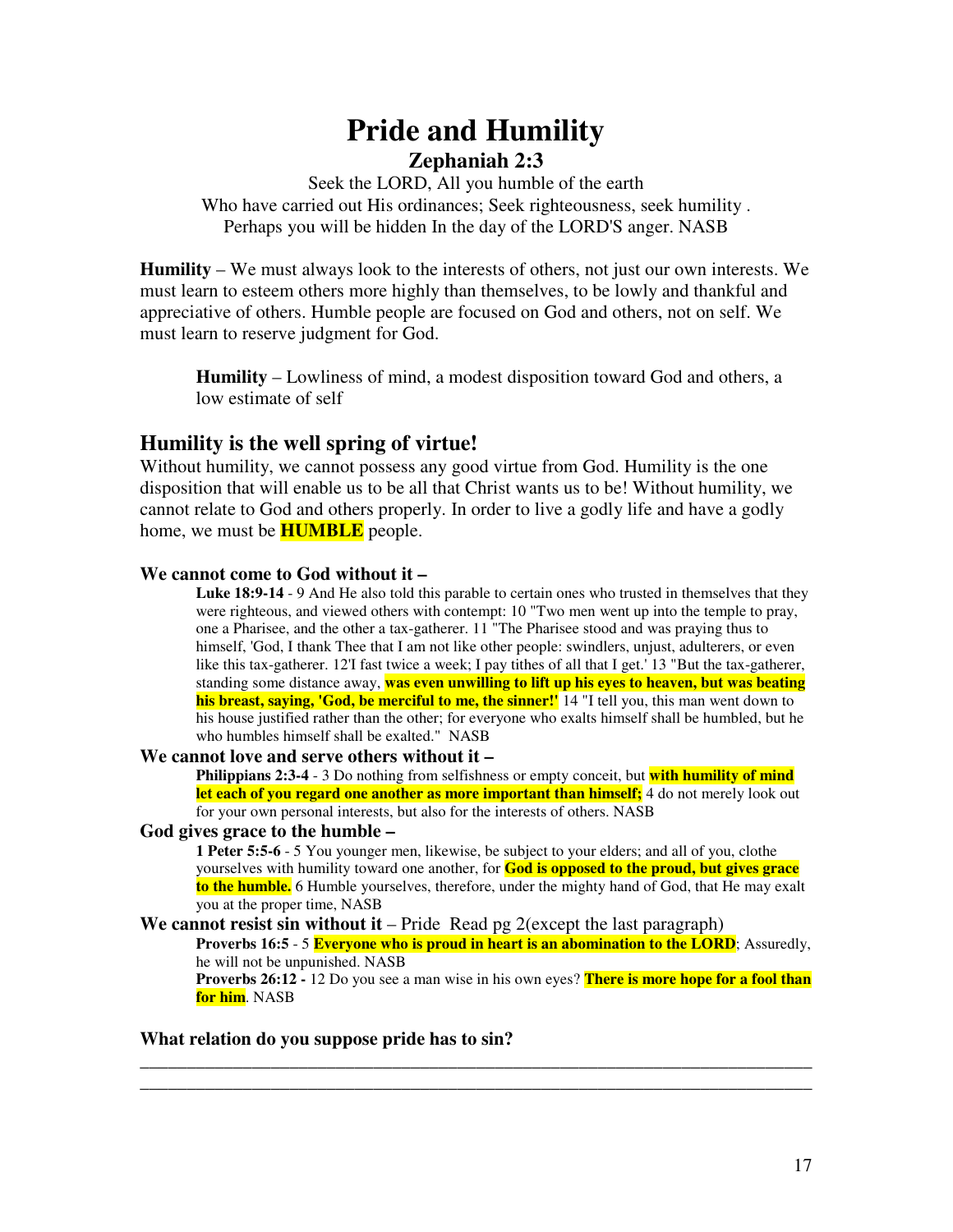# Pride and Humility

## Zephaniah 2:3

Seek the LORD, All you humble of the earth
Who have carried out His ordinances; Seek righteousness, seek humility .
Perhaps you will be hidden In the day of the LORD'S anger. NASB

**Humility** – We must always look to the interests of others, not just our own interests. We must learn to esteem others more highly than themselves, to be lowly and thankful and appreciative of others. Humble people are focused on God and others, not on self. We must learn to reserve judgment for God.

> **Humility** – Lowliness of mind, a modest disposition toward God and others, a low estimate of self

## Humility is the well spring of virtue!

Without humility, we cannot possess any good virtue from God. Humility is the one disposition that will enable us to be all that Christ wants us to be! Without humility, we cannot relate to God and others properly. In order to live a godly life and have a godly home, we must be **HUMBLE** people.

### We cannot come to God without it –

> **Luke 18:9-14** - 9 And He also told this parable to certain ones who trusted in themselves that they were righteous, and viewed others with contempt: 10 "Two men went up into the temple to pray, one a Pharisee, and the other a tax-gatherer. 11 "The Pharisee stood and was praying thus to himself, 'God, I thank Thee that I am not like other people: swindlers, unjust, adulterers, or even like this tax-gatherer. 12'I fast twice a week; I pay tithes of all that I get.' 13 "But the tax-gatherer, standing some distance away, **was even unwilling to lift up his eyes to heaven, but was beating his breast, saying, 'God, be merciful to me, the sinner!'** 14 "I tell you, this man went down to his house justified rather than the other; for everyone who exalts himself shall be humbled, but he who humbles himself shall be exalted." NASB

### We cannot love and serve others without it –

> **Philippians 2:3-4** - 3 Do nothing from selfishness or empty conceit, but **with humility of mind let each of you regard one another as more important than himself;** 4 do not merely look out for your own personal interests, but also for the interests of others. NASB

### God gives grace to the humble –

> **1 Peter 5:5-6** - 5 You younger men, likewise, be subject to your elders; and all of you, clothe yourselves with humility toward one another, for **God is opposed to the proud, but gives grace to the humble.** 6 Humble yourselves, therefore, under the mighty hand of God, that He may exalt you at the proper time, NASB

### We cannot resist sin without it – Pride Read pg 2(except the last paragraph)

> **Proverbs 16:5** - 5 **Everyone who is proud in heart is an abomination to the LORD**; Assuredly, he will not be unpunished. NASB
>
> **Proverbs 26:12 -** 12 Do you see a man wise in his own eyes? **There is more hope for a fool than for him**. NASB

**What relation do you suppose pride has to sin?**

_______________________________________________________________________________

_______________________________________________________________________________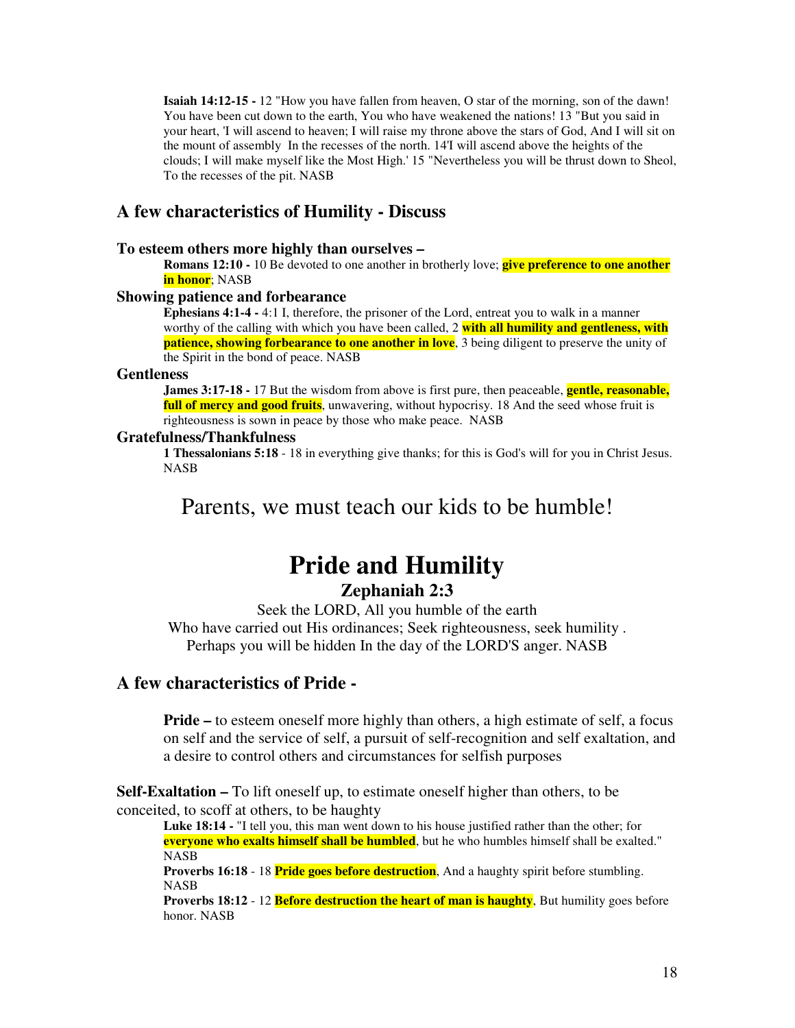**Isaiah 14:12-15 -** 12 "How you have fallen from heaven, O star of the morning, son of the dawn! You have been cut down to the earth, You who have weakened the nations! 13 "But you said in your heart, 'I will ascend to heaven; I will raise my throne above the stars of God, And I will sit on the mount of assembly In the recesses of the north. 14'I will ascend above the heights of the clouds; I will make myself like the Most High.' 15 "Nevertheless you will be thrust down to Sheol, To the recesses of the pit. NASB

## A few characteristics of Humility - Discuss

### To esteem others more highly than ourselves –

**Romans 12:10 -** 10 Be devoted to one another in brotherly love; **give preference to one another in honor**; NASB

### Showing patience and forbearance

**Ephesians 4:1-4 -** 4:1 I, therefore, the prisoner of the Lord, entreat you to walk in a manner worthy of the calling with which you have been called, 2 **with all humility and gentleness, with patience, showing forbearance to one another in love**, 3 being diligent to preserve the unity of the Spirit in the bond of peace. NASB

### Gentleness

**James 3:17-18 -** 17 But the wisdom from above is first pure, then peaceable, **gentle, reasonable, full of mercy and good fruits**, unwavering, without hypocrisy. 18 And the seed whose fruit is righteousness is sown in peace by those who make peace. NASB

### Gratefulness/Thankfulness

**1 Thessalonians 5:18** - 18 in everything give thanks; for this is God's will for you in Christ Jesus. NASB

Parents, we must teach our kids to be humble!

# Pride and Humility

## Zephaniah 2:3

Seek the LORD, All you humble of the earth
Who have carried out His ordinances; Seek righteousness, seek humility .
Perhaps you will be hidden In the day of the LORD'S anger. NASB

## A few characteristics of Pride -

**Pride –** to esteem oneself more highly than others, a high estimate of self, a focus on self and the service of self, a pursuit of self-recognition and self exaltation, and a desire to control others and circumstances for selfish purposes

**Self-Exaltation –** To lift oneself up, to estimate oneself higher than others, to be conceited, to scoff at others, to be haughty

**Luke 18:14 -** "I tell you, this man went down to his house justified rather than the other; for **everyone who exalts himself shall be humbled**, but he who humbles himself shall be exalted." NASB

**Proverbs 16:18** - 18 **Pride goes before destruction**, And a haughty spirit before stumbling. NASB

**Proverbs 18:12** - 12 **Before destruction the heart of man is haughty**, But humility goes before honor. NASB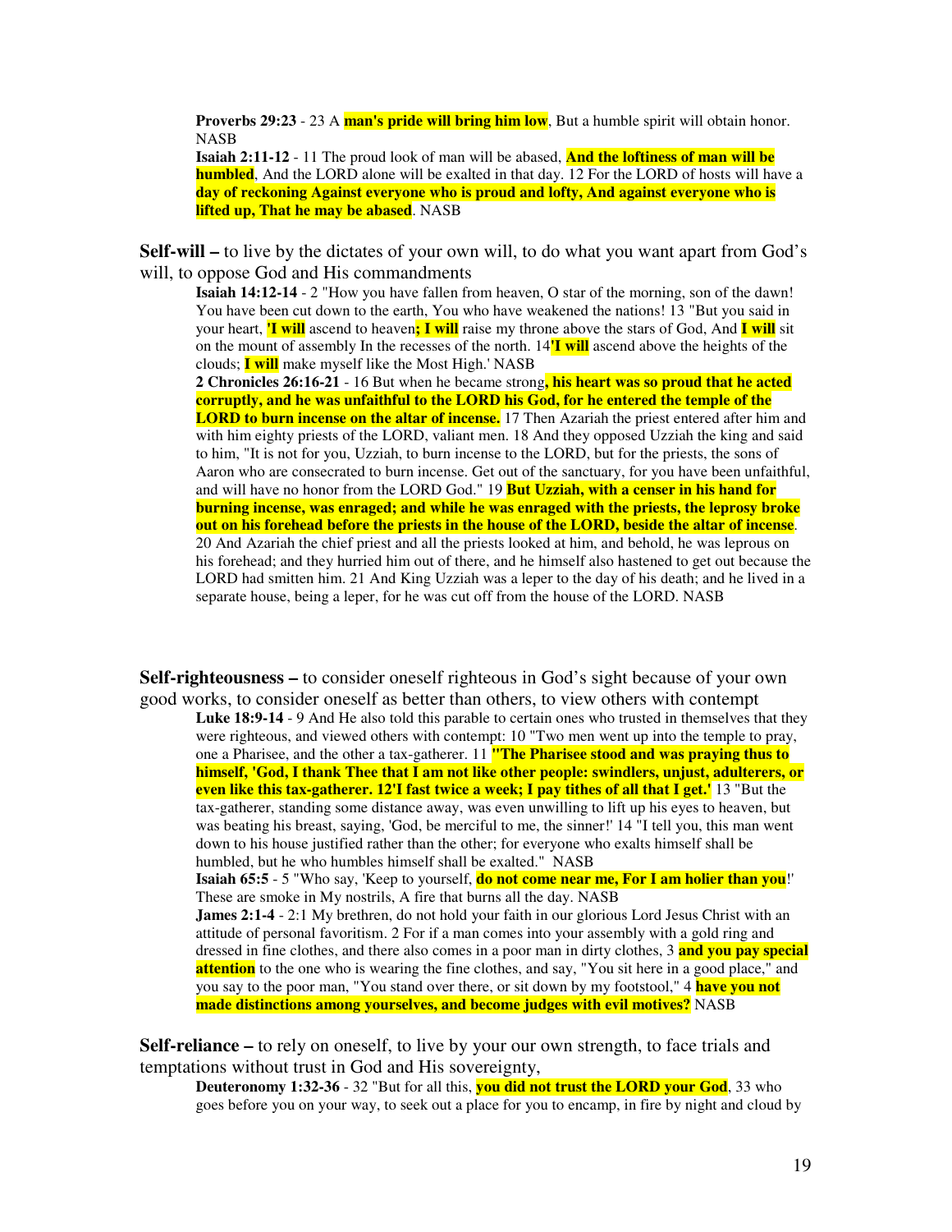**Proverbs 29:23** - 23 A **man's pride will bring him low**, But a humble spirit will obtain honor. NASB

**Isaiah 2:11-12** - 11 The proud look of man will be abased, **And the loftiness of man will be humbled**, And the LORD alone will be exalted in that day. 12 For the LORD of hosts will have a **day of reckoning Against everyone who is proud and lofty, And against everyone who is lifted up, That he may be abased**. NASB

**Self-will –** to live by the dictates of your own will, to do what you want apart from God's will, to oppose God and His commandments

**Isaiah 14:12-14** - 2 "How you have fallen from heaven, O star of the morning, son of the dawn! You have been cut down to the earth, You who have weakened the nations! 13 "But you said in your heart, **'I will** ascend to heaven**; I will** raise my throne above the stars of God, And **I will** sit on the mount of assembly In the recesses of the north. 14**'I will** ascend above the heights of the clouds; **I will** make myself like the Most High.' NASB

**2 Chronicles 26:16-21** - 16 But when he became strong**, his heart was so proud that he acted corruptly, and he was unfaithful to the LORD his God, for he entered the temple of the LORD to burn incense on the altar of incense.** 17 Then Azariah the priest entered after him and with him eighty priests of the LORD, valiant men. 18 And they opposed Uzziah the king and said to him, "It is not for you, Uzziah, to burn incense to the LORD, but for the priests, the sons of Aaron who are consecrated to burn incense. Get out of the sanctuary, for you have been unfaithful, and will have no honor from the LORD God." 19 **But Uzziah, with a censer in his hand for burning incense, was enraged; and while he was enraged with the priests, the leprosy broke out on his forehead before the priests in the house of the LORD, beside the altar of incense**. 20 And Azariah the chief priest and all the priests looked at him, and behold, he was leprous on his forehead; and they hurried him out of there, and he himself also hastened to get out because the LORD had smitten him. 21 And King Uzziah was a leper to the day of his death; and he lived in a separate house, being a leper, for he was cut off from the house of the LORD. NASB

**Self-righteousness –** to consider oneself righteous in God's sight because of your own good works, to consider oneself as better than others, to view others with contempt

**Luke 18:9-14** - 9 And He also told this parable to certain ones who trusted in themselves that they were righteous, and viewed others with contempt: 10 "Two men went up into the temple to pray, one a Pharisee, and the other a tax-gatherer. 11 **"The Pharisee stood and was praying thus to himself, 'God, I thank Thee that I am not like other people: swindlers, unjust, adulterers, or even like this tax-gatherer. 12'I fast twice a week; I pay tithes of all that I get.'** 13 "But the tax-gatherer, standing some distance away, was even unwilling to lift up his eyes to heaven, but was beating his breast, saying, 'God, be merciful to me, the sinner!' 14 "I tell you, this man went down to his house justified rather than the other; for everyone who exalts himself shall be humbled, but he who humbles himself shall be exalted." NASB

**Isaiah 65:5** - 5 "Who say, 'Keep to yourself, **do not come near me, For I am holier than you**!' These are smoke in My nostrils, A fire that burns all the day. NASB

**James 2:1-4** - 2:1 My brethren, do not hold your faith in our glorious Lord Jesus Christ with an attitude of personal favoritism. 2 For if a man comes into your assembly with a gold ring and dressed in fine clothes, and there also comes in a poor man in dirty clothes, 3 **and you pay special attention** to the one who is wearing the fine clothes, and say, "You sit here in a good place," and you say to the poor man, "You stand over there, or sit down by my footstool," 4 **have you not made distinctions among yourselves, and become judges with evil motives?** NASB

**Self-reliance –** to rely on oneself, to live by your our own strength, to face trials and temptations without trust in God and His sovereignty,

**Deuteronomy 1:32-36** - 32 "But for all this, **you did not trust the LORD your God**, 33 who goes before you on your way, to seek out a place for you to encamp, in fire by night and cloud by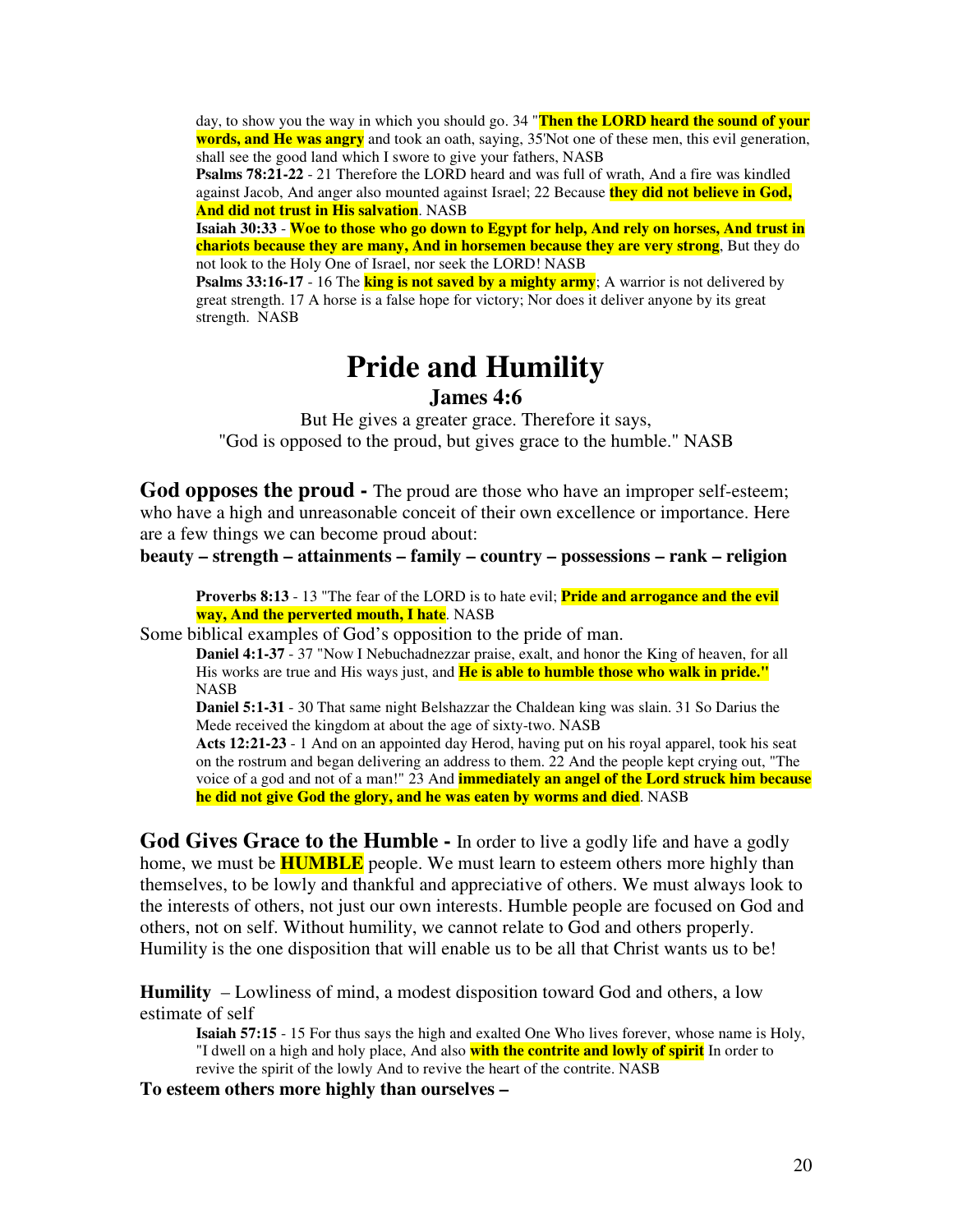day, to show you the way in which you should go. 34 "**Then the LORD heard the sound of your words, and He was angry** and took an oath, saying, 35'Not one of these men, this evil generation, shall see the good land which I swore to give your fathers, NASB

**Psalms 78:21-22** - 21 Therefore the LORD heard and was full of wrath, And a fire was kindled against Jacob, And anger also mounted against Israel; 22 Because **they did not believe in God, And did not trust in His salvation**. NASB

**Isaiah 30:33** - **Woe to those who go down to Egypt for help, And rely on horses, And trust in chariots because they are many, And in horsemen because they are very strong**, But they do not look to the Holy One of Israel, nor seek the LORD! NASB

**Psalms 33:16-17** - 16 The **king is not saved by a mighty army**; A warrior is not delivered by great strength. 17 A horse is a false hope for victory; Nor does it deliver anyone by its great strength. NASB

# Pride and Humility

## James 4:6

But He gives a greater grace. Therefore it says,
"God is opposed to the proud, but gives grace to the humble." NASB

**God opposes the proud -** The proud are those who have an improper self-esteem; who have a high and unreasonable conceit of their own excellence or importance. Here are a few things we can become proud about:

**beauty – strength – attainments – family – country – possessions – rank – religion**

**Proverbs 8:13** - 13 "The fear of the LORD is to hate evil; **Pride and arrogance and the evil way, And the perverted mouth, I hate**. NASB

Some biblical examples of God's opposition to the pride of man.

**Daniel 4:1-37** - 37 "Now I Nebuchadnezzar praise, exalt, and honor the King of heaven, for all His works are true and His ways just, and **He is able to humble those who walk in pride."** NASB

**Daniel 5:1-31** - 30 That same night Belshazzar the Chaldean king was slain. 31 So Darius the Mede received the kingdom at about the age of sixty-two. NASB

**Acts 12:21-23** - 1 And on an appointed day Herod, having put on his royal apparel, took his seat on the rostrum and began delivering an address to them. 22 And the people kept crying out, "The voice of a god and not of a man!" 23 And **immediately an angel of the Lord struck him because he did not give God the glory, and he was eaten by worms and died**. NASB

**God Gives Grace to the Humble -** In order to live a godly life and have a godly home, we must be **HUMBLE** people. We must learn to esteem others more highly than themselves, to be lowly and thankful and appreciative of others. We must always look to the interests of others, not just our own interests. Humble people are focused on God and others, not on self. Without humility, we cannot relate to God and others properly. Humility is the one disposition that will enable us to be all that Christ wants us to be!

**Humility** – Lowliness of mind, a modest disposition toward God and others, a low estimate of self

**Isaiah 57:15** - 15 For thus says the high and exalted One Who lives forever, whose name is Holy, "I dwell on a high and holy place, And also **with the contrite and lowly of spirit** In order to revive the spirit of the lowly And to revive the heart of the contrite. NASB

**To esteem others more highly than ourselves –**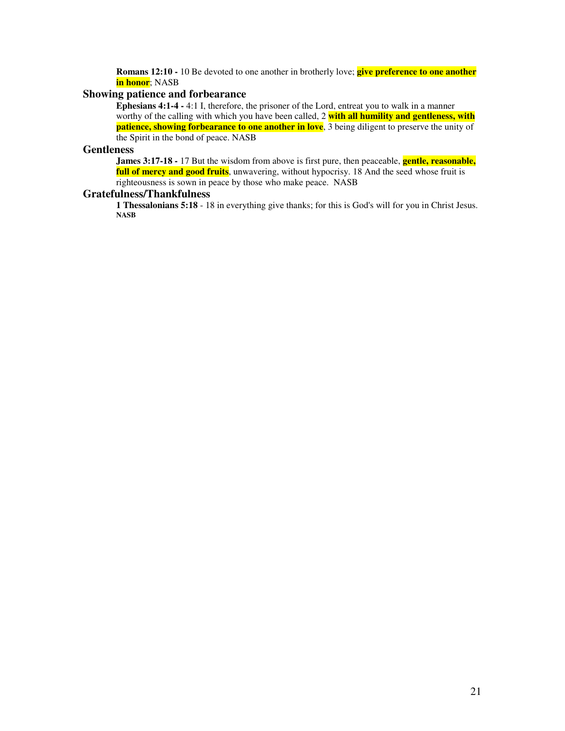**Romans 12:10 -** 10 Be devoted to one another in brotherly love; **give preference to one another in honor**; NASB

## Showing patience and forbearance

**Ephesians 4:1-4 -** 4:1 I, therefore, the prisoner of the Lord, entreat you to walk in a manner worthy of the calling with which you have been called, 2 **with all humility and gentleness, with patience, showing forbearance to one another in love**, 3 being diligent to preserve the unity of the Spirit in the bond of peace. NASB

## Gentleness

**James 3:17-18 -** 17 But the wisdom from above is first pure, then peaceable, **gentle, reasonable, full of mercy and good fruits**, unwavering, without hypocrisy. 18 And the seed whose fruit is righteousness is sown in peace by those who make peace. NASB

## Gratefulness/Thankfulness

**1 Thessalonians 5:18** - 18 in everything give thanks; for this is God's will for you in Christ Jesus. **NASB**